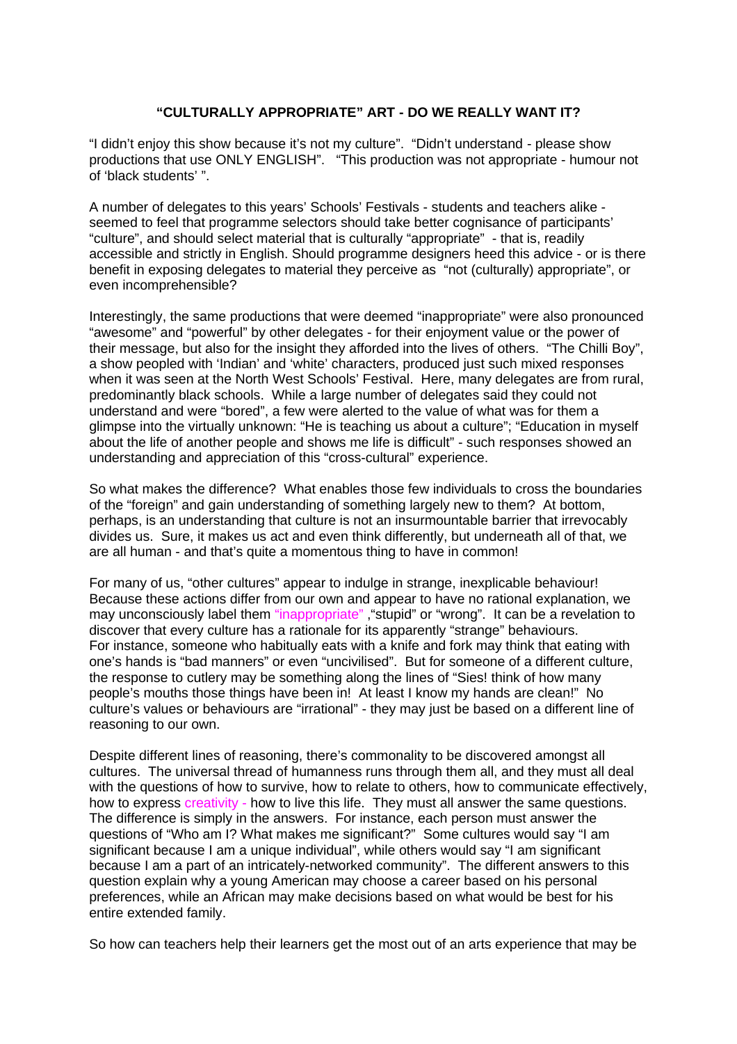## "CULTURALLY APPROPRIATE" ART - DO WE REALLY WANT IT?

"I didn't enjoy this show because it's not my culture". "Didn't understand - please show productions that use ONLY ENGLISH". "This production was not appropriate - humour not of 'black students' ".

A number of delegates to this years' Schools' Festivals - students and teachers alike - seemed to feel that programme selectors should take better cognisance of participants' "culture", and should select material that is culturally "appropriate" - that is, readily accessible and strictly in English. Should programme designers heed this advice - or is there benefit in exposing delegates to material they perceive as "not (culturally) appropriate", or even incomprehensible?

Interestingly, the same productions that were deemed "inappropriate" were also pronounced "awesome" and "powerful" by other delegates - for their enjoyment value or the power of their message, but also for the insight they afforded into the lives of others. "The Chilli Boy", a show peopled with 'Indian' and 'white' characters, produced just such mixed responses when it was seen at the North West Schools' Festival. Here, many delegates are from rural, predominantly black schools. While a large number of delegates said they could not understand and were "bored", a few were alerted to the value of what was for them a glimpse into the virtually unknown: "He is teaching us about a culture"; "Education in myself about the life of another people and shows me life is difficult" - such responses showed an understanding and appreciation of this "cross-cultural" experience.

So what makes the difference? What enables those few individuals to cross the boundaries of the "foreign" and gain understanding of something largely new to them? At bottom, perhaps, is an understanding that culture is not an insurmountable barrier that irrevocably divides us. Sure, it makes us act and even think differently, but underneath all of that, we are all human - and that's quite a momentous thing to have in common!

For many of us, "other cultures" appear to indulge in strange, inexplicable behaviour! Because these actions differ from our own and appear to have no rational explanation, we may unconsciously label them "inappropriate" ,"stupid" or "wrong". It can be a revelation to discover that every culture has a rationale for its apparently "strange" behaviours. For instance, someone who habitually eats with a knife and fork may think that eating with one's hands is "bad manners" or even "uncivilised". But for someone of a different culture, the response to cutlery may be something along the lines of "Sies! think of how many people's mouths those things have been in! At least I know my hands are clean!" No culture's values or behaviours are "irrational" - they may just be based on a different line of reasoning to our own.

Despite different lines of reasoning, there's commonality to be discovered amongst all cultures. The universal thread of humanness runs through them all, and they must all deal with the questions of how to survive, how to relate to others, how to communicate effectively, how to express creativity - how to live this life. They must all answer the same questions. The difference is simply in the answers. For instance, each person must answer the questions of "Who am I? What makes me significant?" Some cultures would say "I am significant because I am a unique individual", while others would say "I am significant because I am a part of an intricately-networked community". The different answers to this question explain why a young American may choose a career based on his personal preferences, while an African may make decisions based on what would be best for his entire extended family.

So how can teachers help their learners get the most out of an arts experience that may be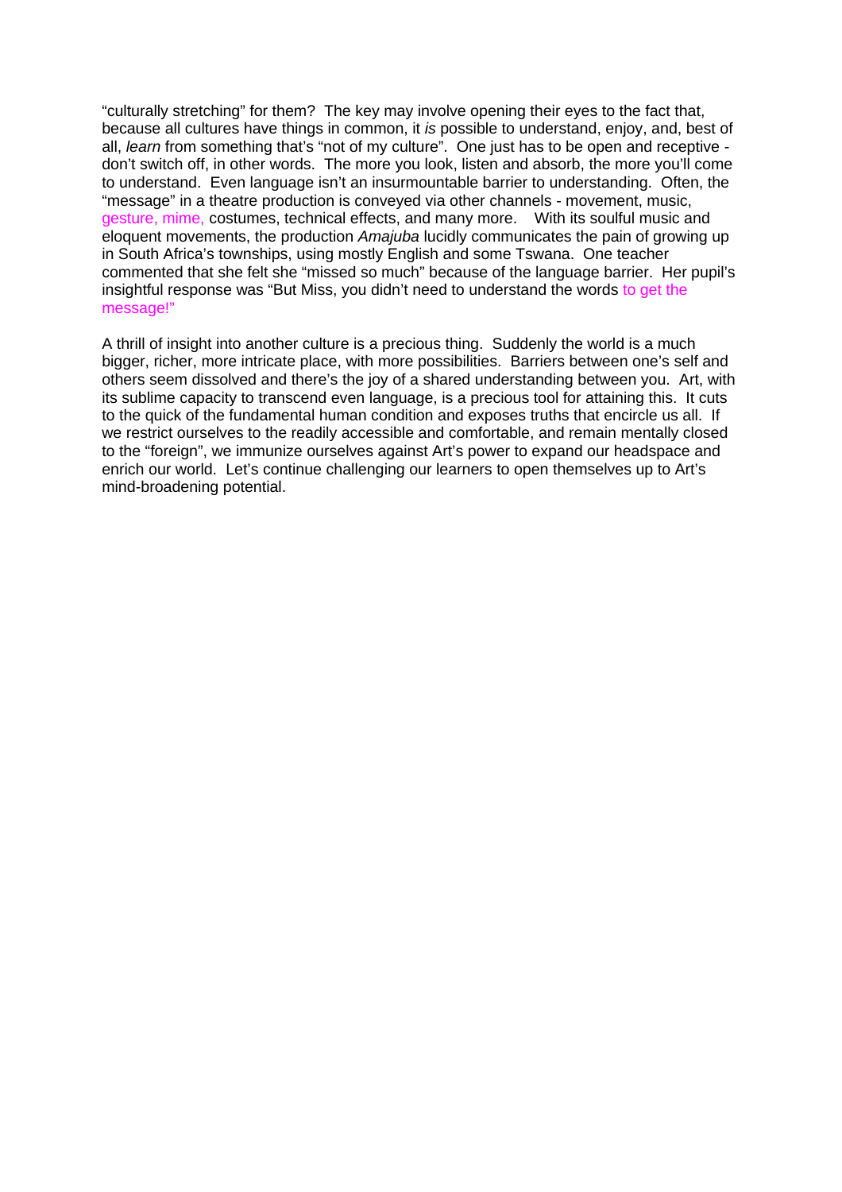"culturally stretching" for them? The key may involve opening their eyes to the fact that, because all cultures have things in common, it *is* possible to understand, enjoy, and, best of all, *learn* from something that's "not of my culture". One just has to be open and receptive - don't switch off, in other words. The more you look, listen and absorb, the more you'll come to understand. Even language isn't an insurmountable barrier to understanding. Often, the "message" in a theatre production is conveyed via other channels - movement, music, gesture, mime, costumes, technical effects, and many more. With its soulful music and eloquent movements, the production *Amajuba* lucidly communicates the pain of growing up in South Africa's townships, using mostly English and some Tswana. One teacher commented that she felt she "missed so much" because of the language barrier. Her pupil's insightful response was "But Miss, you didn't need to understand the words to get the message!"

A thrill of insight into another culture is a precious thing. Suddenly the world is a much bigger, richer, more intricate place, with more possibilities. Barriers between one's self and others seem dissolved and there's the joy of a shared understanding between you. Art, with its sublime capacity to transcend even language, is a precious tool for attaining this. It cuts to the quick of the fundamental human condition and exposes truths that encircle us all. If we restrict ourselves to the readily accessible and comfortable, and remain mentally closed to the "foreign", we immunize ourselves against Art's power to expand our headspace and enrich our world. Let's continue challenging our learners to open themselves up to Art's mind-broadening potential.